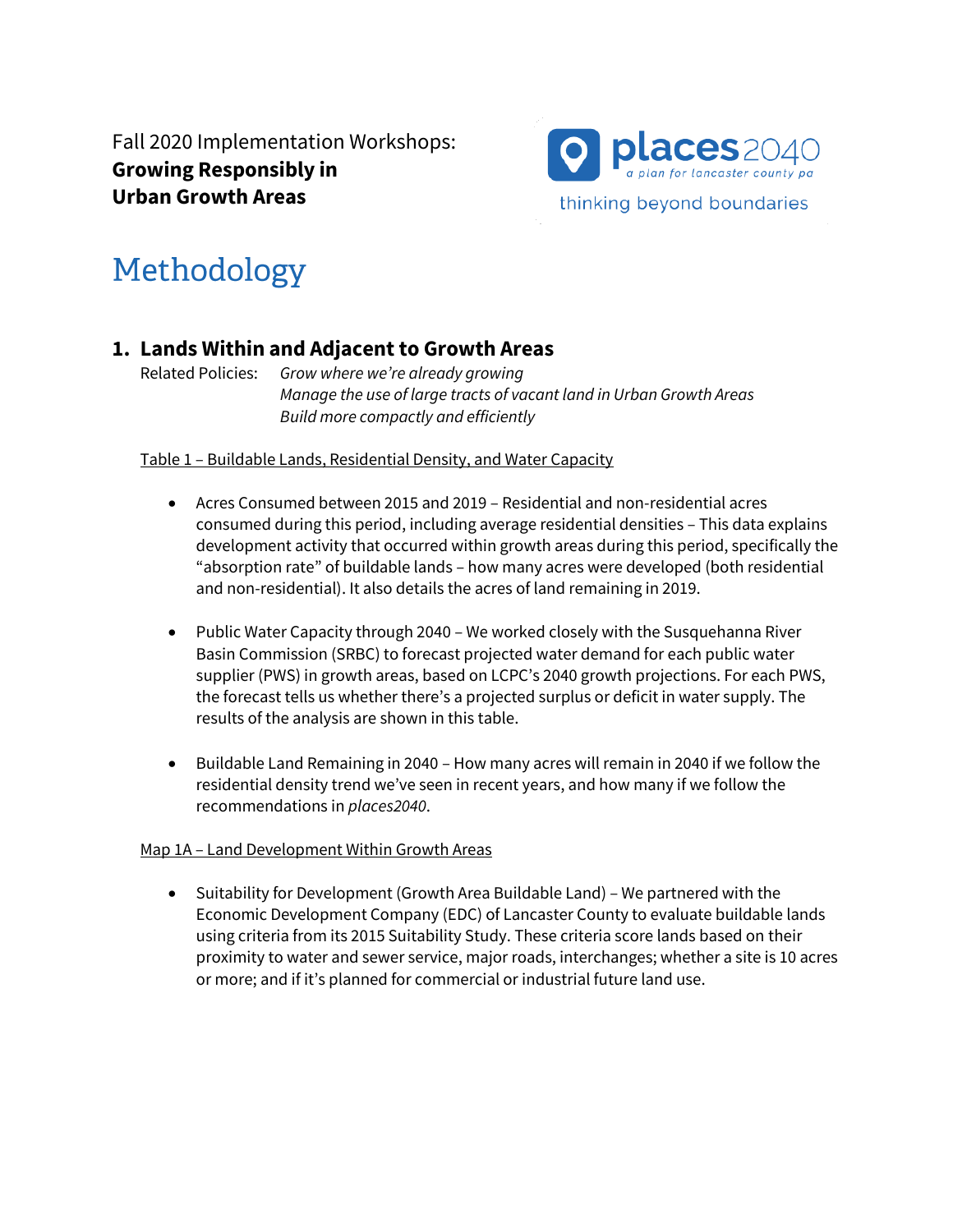Fall 2020 Implementation Workshops:
**Growing Responsibly in Urban Growth Areas**

places2040
a plan for lancaster county pa
thinking beyond boundaries

# Methodology

## 1. Lands Within and Adjacent to Growth Areas

Related Policies: *Grow where we're already growing*
*Manage the use of large tracts of vacant land in Urban Growth Areas*
*Build more compactly and efficiently*

Table 1 – Buildable Lands, Residential Density, and Water Capacity

- Acres Consumed between 2015 and 2019 – Residential and non-residential acres consumed during this period, including average residential densities – This data explains development activity that occurred within growth areas during this period, specifically the "absorption rate" of buildable lands – how many acres were developed (both residential and non-residential). It also details the acres of land remaining in 2019.

- Public Water Capacity through 2040 – We worked closely with the Susquehanna River Basin Commission (SRBC) to forecast projected water demand for each public water supplier (PWS) in growth areas, based on LCPC's 2040 growth projections. For each PWS, the forecast tells us whether there's a projected surplus or deficit in water supply. The results of the analysis are shown in this table.

- Buildable Land Remaining in 2040 – How many acres will remain in 2040 if we follow the residential density trend we've seen in recent years, and how many if we follow the recommendations in *places2040*.

Map 1A – Land Development Within Growth Areas

- Suitability for Development (Growth Area Buildable Land) – We partnered with the Economic Development Company (EDC) of Lancaster County to evaluate buildable lands using criteria from its 2015 Suitability Study. These criteria score lands based on their proximity to water and sewer service, major roads, interchanges; whether a site is 10 acres or more; and if it's planned for commercial or industrial future land use.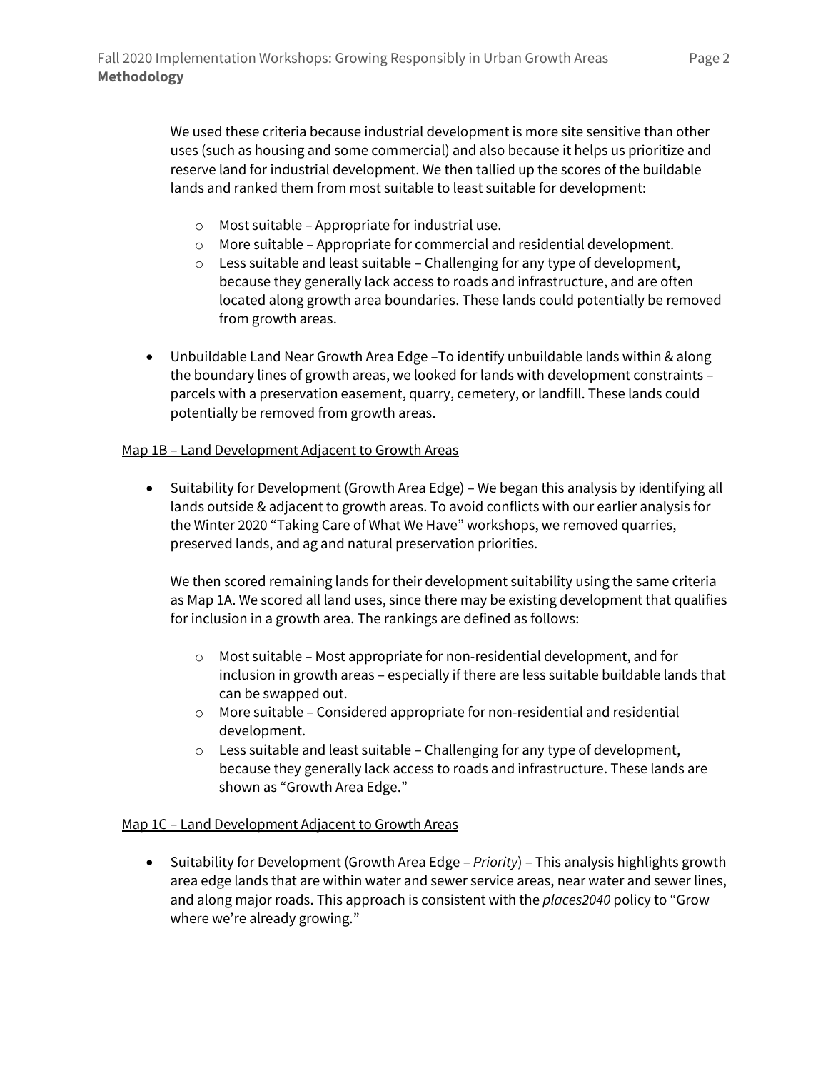We used these criteria because industrial development is more site sensitive than other uses (such as housing and some commercial) and also because it helps us prioritize and reserve land for industrial development. We then tallied up the scores of the buildable lands and ranked them from most suitable to least suitable for development:

  - Most suitable – Appropriate for industrial use.
  - More suitable – Appropriate for commercial and residential development.
  - Less suitable and least suitable – Challenging for any type of development, because they generally lack access to roads and infrastructure, and are often located along growth area boundaries. These lands could potentially be removed from growth areas.

- Unbuildable Land Near Growth Area Edge –To identify <u>un</u>buildable lands within & along the boundary lines of growth areas, we looked for lands with development constraints – parcels with a preservation easement, quarry, cemetery, or landfill. These lands could potentially be removed from growth areas.

<u>Map 1B – Land Development Adjacent to Growth Areas</u>

- Suitability for Development (Growth Area Edge) – We began this analysis by identifying all lands outside & adjacent to growth areas. To avoid conflicts with our earlier analysis for the Winter 2020 "Taking Care of What We Have" workshops, we removed quarries, preserved lands, and ag and natural preservation priorities.

  We then scored remaining lands for their development suitability using the same criteria as Map 1A. We scored all land uses, since there may be existing development that qualifies for inclusion in a growth area. The rankings are defined as follows:

  - Most suitable – Most appropriate for non-residential development, and for inclusion in growth areas – especially if there are less suitable buildable lands that can be swapped out.
  - More suitable – Considered appropriate for non-residential and residential development.
  - Less suitable and least suitable – Challenging for any type of development, because they generally lack access to roads and infrastructure. These lands are shown as "Growth Area Edge."

<u>Map 1C – Land Development Adjacent to Growth Areas</u>

- Suitability for Development (Growth Area Edge – *Priority*) – This analysis highlights growth area edge lands that are within water and sewer service areas, near water and sewer lines, and along major roads. This approach is consistent with the *places2040* policy to "Grow where we're already growing."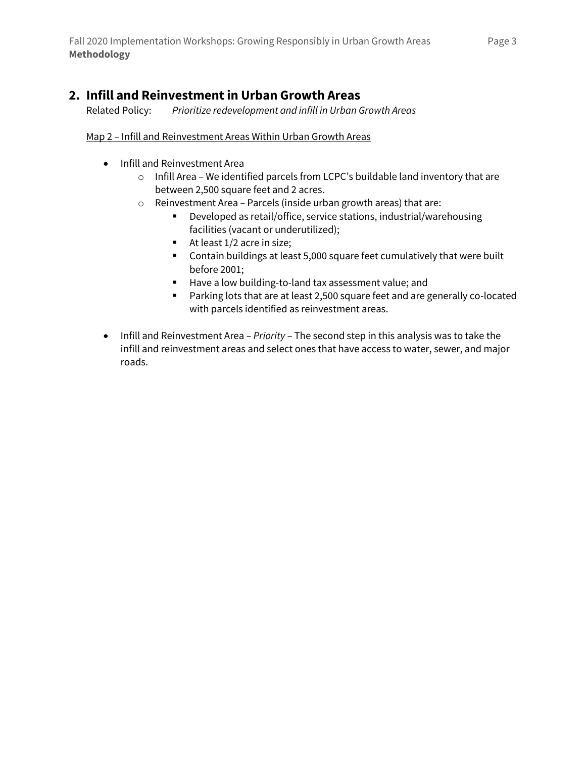## 2. Infill and Reinvestment in Urban Growth Areas

Related Policy: *Prioritize redevelopment and infill in Urban Growth Areas*

Map 2 – Infill and Reinvestment Areas Within Urban Growth Areas

- Infill and Reinvestment Area
  - Infill Area – We identified parcels from LCPC's buildable land inventory that are between 2,500 square feet and 2 acres.
  - Reinvestment Area – Parcels (inside urban growth areas) that are:
    - Developed as retail/office, service stations, industrial/warehousing facilities (vacant or underutilized);
    - At least 1/2 acre in size;
    - Contain buildings at least 5,000 square feet cumulatively that were built before 2001;
    - Have a low building-to-land tax assessment value; and
    - Parking lots that are at least 2,500 square feet and are generally co-located with parcels identified as reinvestment areas.

- Infill and Reinvestment Area – *Priority* – The second step in this analysis was to take the infill and reinvestment areas and select ones that have access to water, sewer, and major roads.